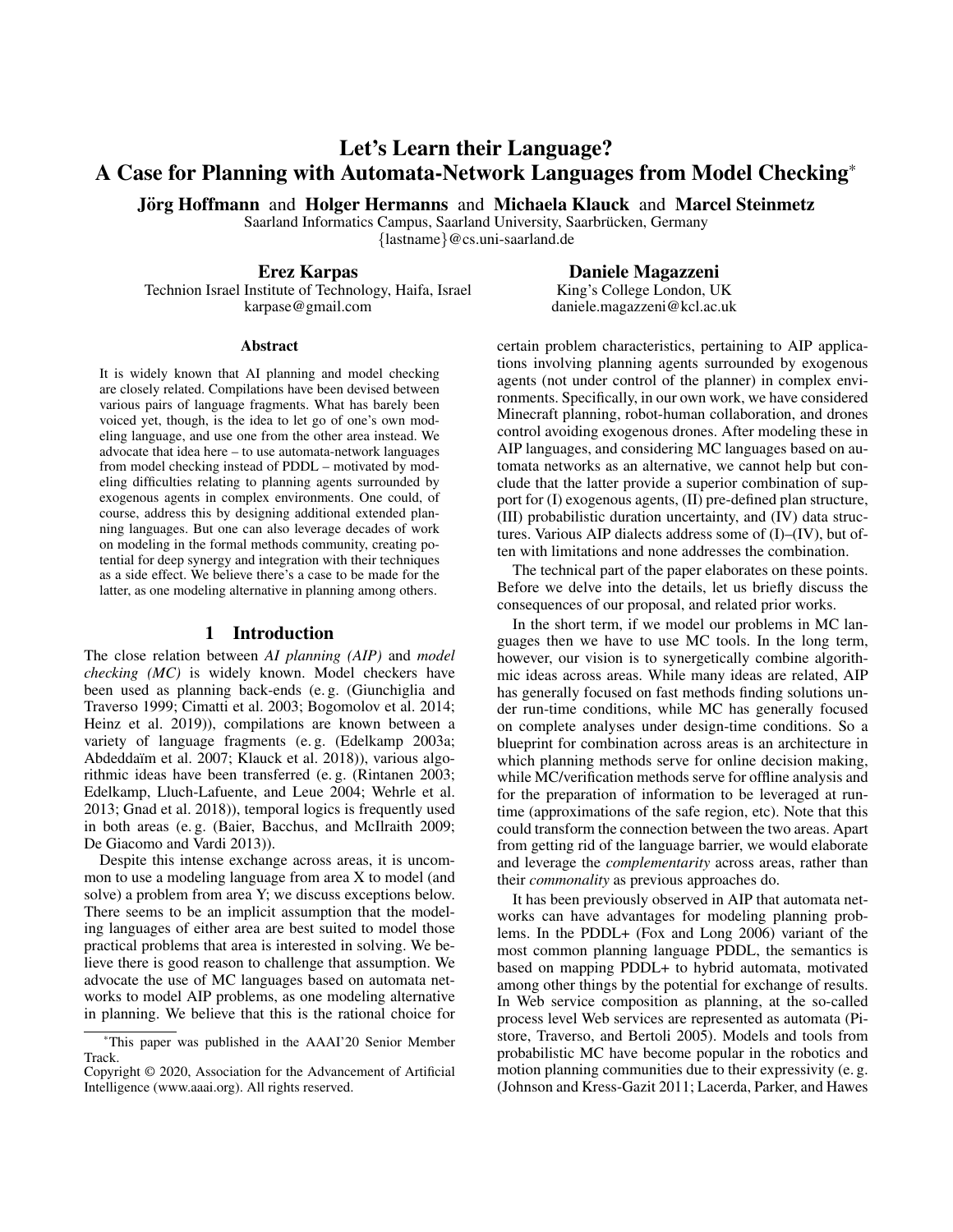# Let's Learn their Language? A Case for Planning with Automata-Network Languages from Model Checking*

**Jörg Hoffmann** and **Holger Hermanns** and **Michaela Klauck** and **Marcel Steinmetz**
Saarland Informatics Campus, Saarland University, Saarbrücken, Germany
{lastname}@cs.uni-saarland.de

**Erez Karpas**
Technion Israel Institute of Technology, Haifa, Israel
karpase@gmail.com

**Daniele Magazzeni**
King's College London, UK
daniele.magazzeni@kcl.ac.uk

## Abstract

It is widely known that AI planning and model checking are closely related. Compilations have been devised between various pairs of language fragments. What has barely been voiced yet, though, is the idea to let go of one's own modeling language, and use one from the other area instead. We advocate that idea here – to use automata-network languages from model checking instead of PDDL – motivated by modeling difficulties relating to planning agents surrounded by exogenous agents in complex environments. One could, of course, address this by designing additional extended planning languages. But one can also leverage decades of work on modeling in the formal methods community, creating potential for deep synergy and integration with their techniques as a side effect. We believe there's a case to be made for the latter, as one modeling alternative in planning among others.

## 1 Introduction

The close relation between *AI planning (AIP)* and *model checking (MC)* is widely known. Model checkers have been used as planning back-ends (e. g. (Giunchiglia and Traverso 1999; Cimatti et al. 2003; Bogomolov et al. 2014; Heinz et al. 2019)), compilations are known between a variety of language fragments (e. g. (Edelkamp 2003a; Abdeddaïm et al. 2007; Klauck et al. 2018)), various algorithmic ideas have been transferred (e. g. (Rintanen 2003; Edelkamp, Lluch-Lafuente, and Leue 2004; Wehrle et al. 2013; Gnad et al. 2018)), temporal logics is frequently used in both areas (e. g. (Baier, Bacchus, and McIlraith 2009; De Giacomo and Vardi 2013)).

Despite this intense exchange across areas, it is uncommon to use a modeling language from area X to model (and solve) a problem from area Y; we discuss exceptions below. There seems to be an implicit assumption that the modeling languages of either area are best suited to model those practical problems that area is interested in solving. We believe there is good reason to challenge that assumption. We advocate the use of MC languages based on automata networks to model AIP problems, as one modeling alternative in planning. We believe that this is the rational choice for certain problem characteristics, pertaining to AIP applications involving planning agents surrounded by exogenous agents (not under control of the planner) in complex environments. Specifically, in our own work, we have considered Minecraft planning, robot-human collaboration, and drones control avoiding exogenous drones. After modeling these in AIP languages, and considering MC languages based on automata networks as an alternative, we cannot help but conclude that the latter provide a superior combination of support for (I) exogenous agents, (II) pre-defined plan structure, (III) probabilistic duration uncertainty, and (IV) data structures. Various AIP dialects address some of (I)–(IV), but often with limitations and none addresses the combination.

The technical part of the paper elaborates on these points. Before we delve into the details, let us briefly discuss the consequences of our proposal, and related prior works.

In the short term, if we model our problems in MC languages then we have to use MC tools. In the long term, however, our vision is to synergetically combine algorithmic ideas across areas. While many ideas are related, AIP has generally focused on fast methods finding solutions under run-time conditions, while MC has generally focused on complete analyses under design-time conditions. So a blueprint for combination across areas is an architecture in which planning methods serve for online decision making, while MC/verification methods serve for offline analysis and for the preparation of information to be leveraged at run-time (approximations of the safe region, etc). Note that this could transform the connection between the two areas. Apart from getting rid of the language barrier, we would elaborate and leverage the *complementarity* across areas, rather than their *commonality* as previous approaches do.

It has been previously observed in AIP that automata networks can have advantages for modeling planning problems. In the PDDL+ (Fox and Long 2006) variant of the most common planning language PDDL, the semantics is based on mapping PDDL+ to hybrid automata, motivated among other things by the potential for exchange of results. In Web service composition as planning, at the so-called process level Web services are represented as automata (Pistore, Traverso, and Bertoli 2005). Models and tools from probabilistic MC have become popular in the robotics and motion planning communities due to their expressivity (e. g. (Johnson and Kress-Gazit 2011; Lacerda, Parker, and Hawes

*This paper was published in the AAAI'20 Senior Member Track.

Copyright © 2020, Association for the Advancement of Artificial Intelligence (www.aaai.org). All rights reserved.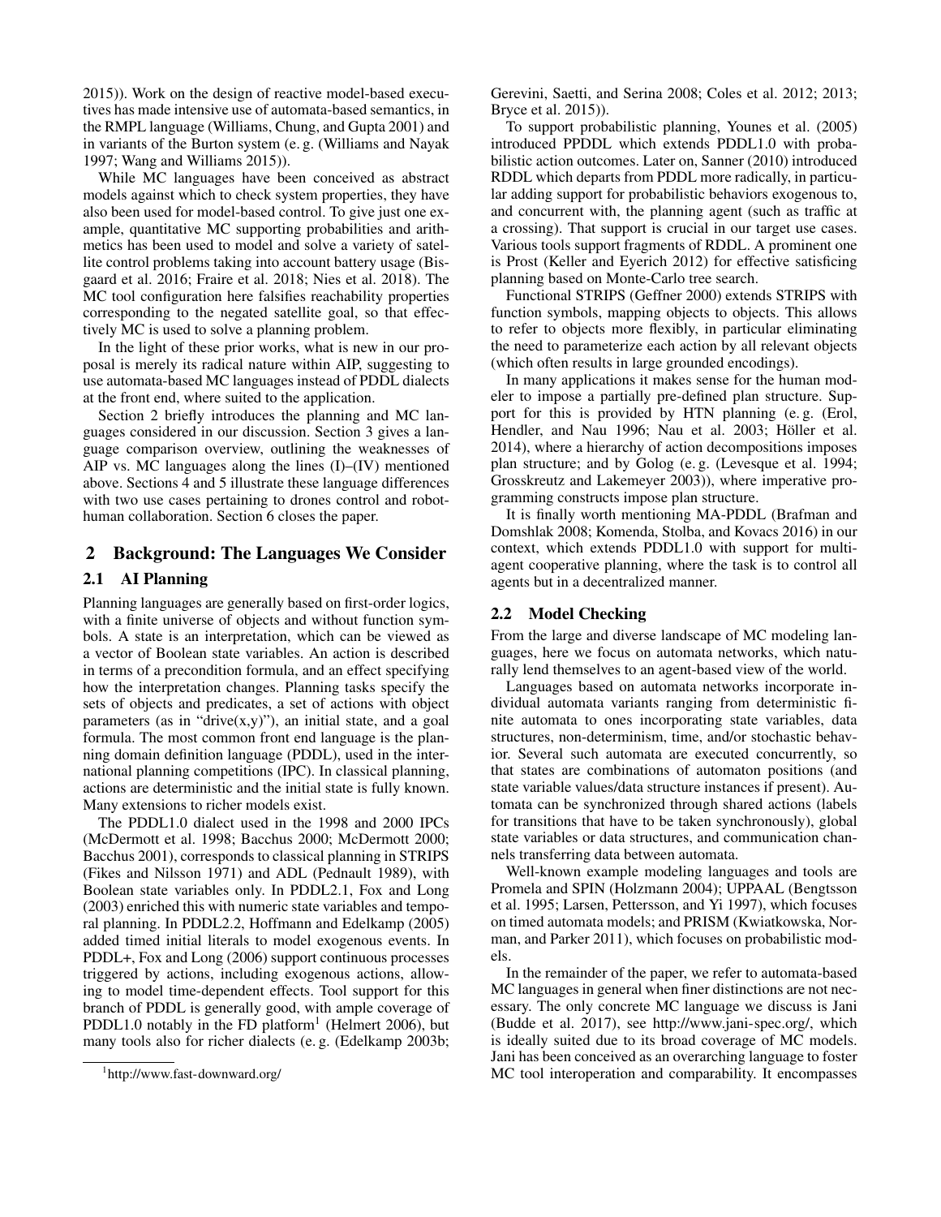2015)). Work on the design of reactive model-based executives has made intensive use of automata-based semantics, in the RMPL language (Williams, Chung, and Gupta 2001) and in variants of the Burton system (e. g. (Williams and Nayak 1997; Wang and Williams 2015)).

While MC languages have been conceived as abstract models against which to check system properties, they have also been used for model-based control. To give just one example, quantitative MC supporting probabilities and arithmetics has been used to model and solve a variety of satellite control problems taking into account battery usage (Bisgaard et al. 2016; Fraire et al. 2018; Nies et al. 2018). The MC tool configuration here falsifies reachability properties corresponding to the negated satellite goal, so that effectively MC is used to solve a planning problem.

In the light of these prior works, what is new in our proposal is merely its radical nature within AIP, suggesting to use automata-based MC languages instead of PDDL dialects at the front end, where suited to the application.

Section 2 briefly introduces the planning and MC languages considered in our discussion. Section 3 gives a language comparison overview, outlining the weaknesses of AIP vs. MC languages along the lines (I)–(IV) mentioned above. Sections 4 and 5 illustrate these language differences with two use cases pertaining to drones control and robot-human collaboration. Section 6 closes the paper.

## 2 Background: The Languages We Consider

### 2.1 AI Planning

Planning languages are generally based on first-order logics, with a finite universe of objects and without function symbols. A state is an interpretation, which can be viewed as a vector of Boolean state variables. An action is described in terms of a precondition formula, and an effect specifying how the interpretation changes. Planning tasks specify the sets of objects and predicates, a set of actions with object parameters (as in "drive(x,y)"), an initial state, and a goal formula. The most common front end language is the planning domain definition language (PDDL), used in the international planning competitions (IPC). In classical planning, actions are deterministic and the initial state is fully known. Many extensions to richer models exist.

The PDDL1.0 dialect used in the 1998 and 2000 IPCs (McDermott et al. 1998; Bacchus 2000; McDermott 2000; Bacchus 2001), corresponds to classical planning in STRIPS (Fikes and Nilsson 1971) and ADL (Pednault 1989), with Boolean state variables only. In PDDL2.1, Fox and Long (2003) enriched this with numeric state variables and temporal planning. In PDDL2.2, Hoffmann and Edelkamp (2005) added timed initial literals to model exogenous events. In PDDL+, Fox and Long (2006) support continuous processes triggered by actions, including exogenous actions, allowing to model time-dependent effects. Tool support for this branch of PDDL is generally good, with ample coverage of PDDL1.0 notably in the FD platform[1] (Helmert 2006), but many tools also for richer dialects (e. g. (Edelkamp 2003b; Gerevini, Saetti, and Serina 2008; Coles et al. 2012; 2013; Bryce et al. 2015)).

To support probabilistic planning, Younes et al. (2005) introduced PPDDL which extends PDDL1.0 with probabilistic action outcomes. Later on, Sanner (2010) introduced RDDL which departs from PDDL more radically, in particular adding support for probabilistic behaviors exogenous to, and concurrent with, the planning agent (such as traffic at a crossing). That support is crucial in our target use cases. Various tools support fragments of RDDL. A prominent one is Prost (Keller and Eyerich 2012) for effective satisficing planning based on Monte-Carlo tree search.

Functional STRIPS (Geffner 2000) extends STRIPS with function symbols, mapping objects to objects. This allows to refer to objects more flexibly, in particular eliminating the need to parameterize each action by all relevant objects (which often results in large grounded encodings).

In many applications it makes sense for the human modeler to impose a partially pre-defined plan structure. Support for this is provided by HTN planning (e. g. (Erol, Hendler, and Nau 1996; Nau et al. 2003; Höller et al. 2014), where a hierarchy of action decompositions imposes plan structure; and by Golog (e. g. (Levesque et al. 1994; Grosskreutz and Lakemeyer 2003)), where imperative programming constructs impose plan structure.

It is finally worth mentioning MA-PDDL (Brafman and Domshlak 2008; Komenda, Stolba, and Kovacs 2016) in our context, which extends PDDL1.0 with support for multi-agent cooperative planning, where the task is to control all agents but in a decentralized manner.

### 2.2 Model Checking

From the large and diverse landscape of MC modeling languages, here we focus on automata networks, which naturally lend themselves to an agent-based view of the world.

Languages based on automata networks incorporate individual automata variants ranging from deterministic finite automata to ones incorporating state variables, data structures, non-determinism, time, and/or stochastic behavior. Several such automata are executed concurrently, so that states are combinations of automaton positions (and state variable values/data structure instances if present). Automata can be synchronized through shared actions (labels for transitions that have to be taken synchronously), global state variables or data structures, and communication channels transferring data between automata.

Well-known example modeling languages and tools are Promela and SPIN (Holzmann 2004); UPPAAL (Bengtsson et al. 1995; Larsen, Pettersson, and Yi 1997), which focuses on timed automata models; and PRISM (Kwiatkowska, Norman, and Parker 2011), which focuses on probabilistic models.

In the remainder of the paper, we refer to automata-based MC languages in general when finer distinctions are not necessary. The only concrete MC language we discuss is Jani (Budde et al. 2017), see http://www.jani-spec.org/, which is ideally suited due to its broad coverage of MC models. Jani has been conceived as an overarching language to foster MC tool interoperation and comparability. It encompasses

[1] http://www.fast-downward.org/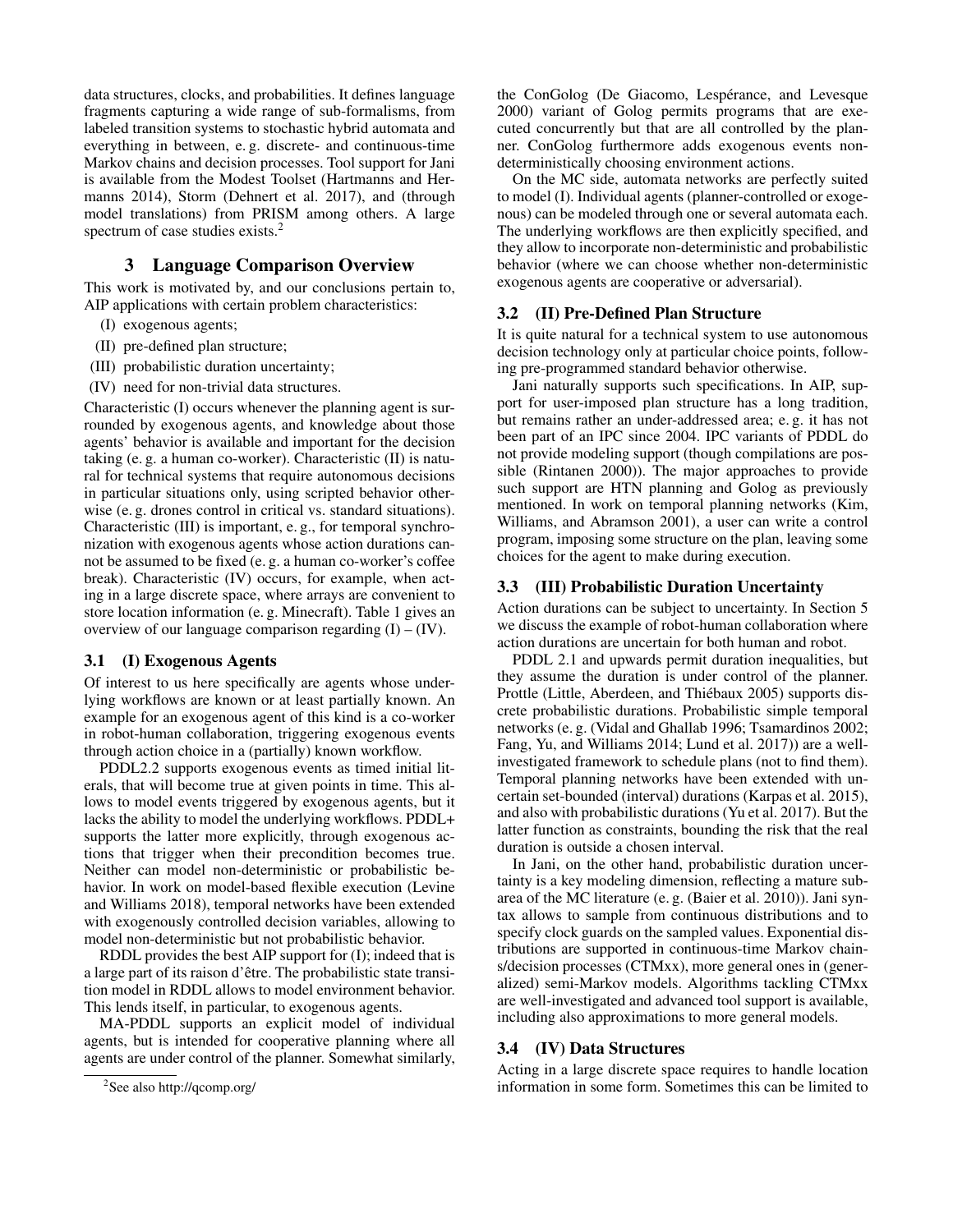data structures, clocks, and probabilities. It defines language fragments capturing a wide range of sub-formalisms, from labeled transition systems to stochastic hybrid automata and everything in between, e. g. discrete- and continuous-time Markov chains and decision processes. Tool support for Jani is available from the Modest Toolset (Hartmanns and Hermanns 2014), Storm (Dehnert et al. 2017), and (through model translations) from PRISM among others. A large spectrum of case studies exists.[2]

## 3 Language Comparison Overview

This work is motivated by, and our conclusions pertain to, AIP applications with certain problem characteristics:

(I) exogenous agents;
(II) pre-defined plan structure;
(III) probabilistic duration uncertainty;
(IV) need for non-trivial data structures.

Characteristic (I) occurs whenever the planning agent is surrounded by exogenous agents, and knowledge about those agents' behavior is available and important for the decision taking (e. g. a human co-worker). Characteristic (II) is natural for technical systems that require autonomous decisions in particular situations only, using scripted behavior otherwise (e. g. drones control in critical vs. standard situations). Characteristic (III) is important, e. g., for temporal synchronization with exogenous agents whose action durations cannot be assumed to be fixed (e. g. a human co-worker's coffee break). Characteristic (IV) occurs, for example, when acting in a large discrete space, where arrays are convenient to store location information (e. g. Minecraft). Table 1 gives an overview of our language comparison regarding (I) – (IV).

### 3.1 (I) Exogenous Agents

Of interest to us here specifically are agents whose underlying workflows are known or at least partially known. An example for an exogenous agent of this kind is a co-worker in robot-human collaboration, triggering exogenous events through action choice in a (partially) known workflow.

PDDL2.2 supports exogenous events as timed initial literals, that will become true at given points in time. This allows to model events triggered by exogenous agents, but it lacks the ability to model the underlying workflows. PDDL+ supports the latter more explicitly, through exogenous actions that trigger when their precondition becomes true. Neither can model non-deterministic or probabilistic behavior. In work on model-based flexible execution (Levine and Williams 2018), temporal networks have been extended with exogenously controlled decision variables, allowing to model non-deterministic but not probabilistic behavior.

RDDL provides the best AIP support for (I); indeed that is a large part of its raison d'être. The probabilistic state transition model in RDDL allows to model environment behavior. This lends itself, in particular, to exogenous agents.

MA-PDDL supports an explicit model of individual agents, but is intended for cooperative planning where all agents are under control of the planner. Somewhat similarly, the ConGolog (De Giacomo, Lespérance, and Levesque 2000) variant of Golog permits programs that are executed concurrently but that are all controlled by the planner. ConGolog furthermore adds exogenous events nondeterministically choosing environment actions.

On the MC side, automata networks are perfectly suited to model (I). Individual agents (planner-controlled or exogenous) can be modeled through one or several automata each. The underlying workflows are then explicitly specified, and they allow to incorporate non-deterministic and probabilistic behavior (where we can choose whether non-deterministic exogenous agents are cooperative or adversarial).

### 3.2 (II) Pre-Defined Plan Structure

It is quite natural for a technical system to use autonomous decision technology only at particular choice points, following pre-programmed standard behavior otherwise.

Jani naturally supports such specifications. In AIP, support for user-imposed plan structure has a long tradition, but remains rather an under-addressed area; e. g. it has not been part of an IPC since 2004. IPC variants of PDDL do not provide modeling support (though compilations are possible (Rintanen 2000)). The major approaches to provide such support are HTN planning and Golog as previously mentioned. In work on temporal planning networks (Kim, Williams, and Abramson 2001), a user can write a control program, imposing some structure on the plan, leaving some choices for the agent to make during execution.

### 3.3 (III) Probabilistic Duration Uncertainty

Action durations can be subject to uncertainty. In Section 5 we discuss the example of robot-human collaboration where action durations are uncertain for both human and robot.

PDDL 2.1 and upwards permit duration inequalities, but they assume the duration is under control of the planner. Prottle (Little, Aberdeen, and Thiébaux 2005) supports discrete probabilistic durations. Probabilistic simple temporal networks (e. g. (Vidal and Ghallab 1996; Tsamardinos 2002; Fang, Yu, and Williams 2014; Lund et al. 2017)) are a well-investigated framework to schedule plans (not to find them). Temporal planning networks have been extended with uncertain set-bounded (interval) durations (Karpas et al. 2015), and also with probabilistic durations (Yu et al. 2017). But the latter function as constraints, bounding the risk that the real duration is outside a chosen interval.

In Jani, on the other hand, probabilistic duration uncertainty is a key modeling dimension, reflecting a mature subarea of the MC literature (e. g. (Baier et al. 2010)). Jani syntax allows to sample from continuous distributions and to specify clock guards on the sampled values. Exponential distributions are supported in continuous-time Markov chains/decision processes (CTMxx), more general ones in (generalized) semi-Markov models. Algorithms tackling CTMxx are well-investigated and advanced tool support is available, including also approximations to more general models.

### 3.4 (IV) Data Structures

Acting in a large discrete space requires to handle location information in some form. Sometimes this can be limited to

[2] See also http://qcomp.org/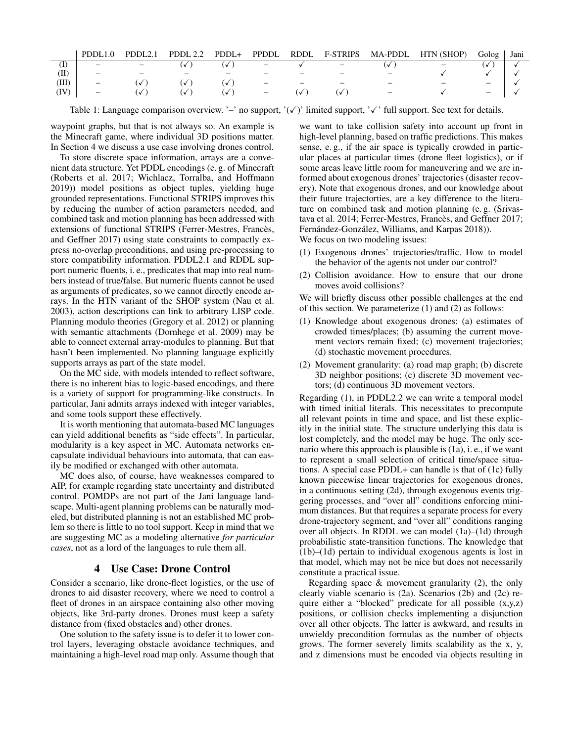|  | PDDL1.0 | PDDL2.1 | PDDL 2.2 | PDDL+ | PPDDL | RDDL | F-STRIPS | MA-PDDL | HTN (SHOP) | Golog | Jani |
|---|---|---|---|---|---|---|---|---|---|---|---|
| (I) | – | – | (✓) | (✓) | – | ✓ | – | (✓) | – | (✓) | ✓ |
| (II) | – | – | – | – | – | – | – | – | ✓ | ✓ | ✓ |
| (III) | – | (✓) | (✓) | (✓) | – | – | – | – | – | – | ✓ |
| (IV) | – | (✓) | (✓) | (✓) | – | (✓) | (✓) | – | ✓ | – | ✓ |

Table 1: Language comparison overview. '–' no support, '(✓)' limited support, '✓' full support. See text for details.

waypoint graphs, but that is not always so. An example is the Minecraft game, where individual 3D positions matter. In Section 4 we discuss a use case involving drones control.

To store discrete space information, arrays are a convenient data structure. Yet PDDL encodings (e. g. of Minecraft (Roberts et al. 2017; Wichlacz, Torralba, and Hoffmann 2019)) model positions as object tuples, yielding huge grounded representations. Functional STRIPS improves this by reducing the number of action parameters needed, and combined task and motion planning has been addressed with extensions of functional STRIPS (Ferrer-Mestres, Francès, and Geffner 2017) using state constraints to compactly express no-overlap preconditions, and using pre-processing to store compatibility information. PDDL2.1 and RDDL support numeric fluents, i. e., predicates that map into real numbers instead of true/false. But numeric fluents cannot be used as arguments of predicates, so we cannot directly encode arrays. In the HTN variant of the SHOP system (Nau et al. 2003), action descriptions can link to arbitrary LISP code. Planning modulo theories (Gregory et al. 2012) or planning with semantic attachments (Dornhege et al. 2009) may be able to connect external array-modules to planning. But that hasn't been implemented. No planning language explicitly supports arrays as part of the state model.

On the MC side, with models intended to reflect software, there is no inherent bias to logic-based encodings, and there is a variety of support for programming-like constructs. In particular, Jani admits arrays indexed with integer variables, and some tools support these effectively.

It is worth mentioning that automata-based MC languages can yield additional benefits as "side effects". In particular, modularity is a key aspect in MC. Automata networks encapsulate individual behaviours into automata, that can easily be modified or exchanged with other automata.

MC does also, of course, have weaknesses compared to AIP, for example regarding state uncertainty and distributed control. POMDPs are not part of the Jani language landscape. Multi-agent planning problems can be naturally modeled, but distributed planning is not an established MC problem so there is little to no tool support. Keep in mind that we are suggesting MC as a modeling alternative *for particular cases*, not as a lord of the languages to rule them all.

## 4 Use Case: Drone Control

Consider a scenario, like drone-fleet logistics, or the use of drones to aid disaster recovery, where we need to control a fleet of drones in an airspace containing also other moving objects, like 3rd-party drones. Drones must keep a safety distance from (fixed obstacles and) other drones.

One solution to the safety issue is to defer it to lower control layers, leveraging obstacle avoidance techniques, and maintaining a high-level road map only. Assume though that we want to take collision safety into account up front in high-level planning, based on traffic predictions. This makes sense, e. g., if the air space is typically crowded in particular places at particular times (drone fleet logistics), or if some areas leave little room for maneuvering and we are informed about exogenous drones' trajectories (disaster recovery). Note that exogenous drones, and our knowledge about their future trajectories, are a key difference to the literature on combined task and motion planning (e. g. (Srivastava et al. 2014; Ferrer-Mestres, Francès, and Geffner 2017; Fernández-González, Williams, and Karpas 2018)).

We focus on two modeling issues:

(1) Exogenous drones' trajectories/traffic. How to model the behavior of the agents not under our control?

(2) Collision avoidance. How to ensure that our drone moves avoid collisions?

We will briefly discuss other possible challenges at the end of this section. We parameterize (1) and (2) as follows:

(1) Knowledge about exogenous drones: (a) estimates of crowded times/places; (b) assuming the current movement vectors remain fixed; (c) movement trajectories; (d) stochastic movement procedures.

(2) Movement granularity: (a) road map graph; (b) discrete 3D neighbor positions; (c) discrete 3D movement vectors; (d) continuous 3D movement vectors.

Regarding (1), in PDDL2.2 we can write a temporal model with timed initial literals. This necessitates to precompute all relevant points in time and space, and list these explicitly in the initial state. The structure underlying this data is lost completely, and the model may be huge. The only scenario where this approach is plausible is (1a), i. e., if we want to represent a small selection of critical time/space situations. A special case PDDL+ can handle is that of (1c) fully known piecewise linear trajectories for exogenous drones, in a continuous setting (2d), through exogenous events triggering processes, and "over all" conditions enforcing minimum distances. But that requires a separate process for every drone-trajectory segment, and "over all" conditions ranging over all objects. In RDDL we can model (1a)–(1d) through probabilistic state-transition functions. The knowledge that (1b)–(1d) pertain to individual exogenous agents is lost in that model, which may not be nice but does not necessarily constitute a practical issue.

Regarding space & movement granularity (2), the only clearly viable scenario is (2a). Scenarios (2b) and (2c) require either a "blocked" predicate for all possible (x,y,z) positions, or collision checks implementing a disjunction over all other objects. The latter is awkward, and results in unwieldy precondition formulas as the number of objects grows. The former severely limits scalability as the x, y, and z dimensions must be encoded via objects resulting in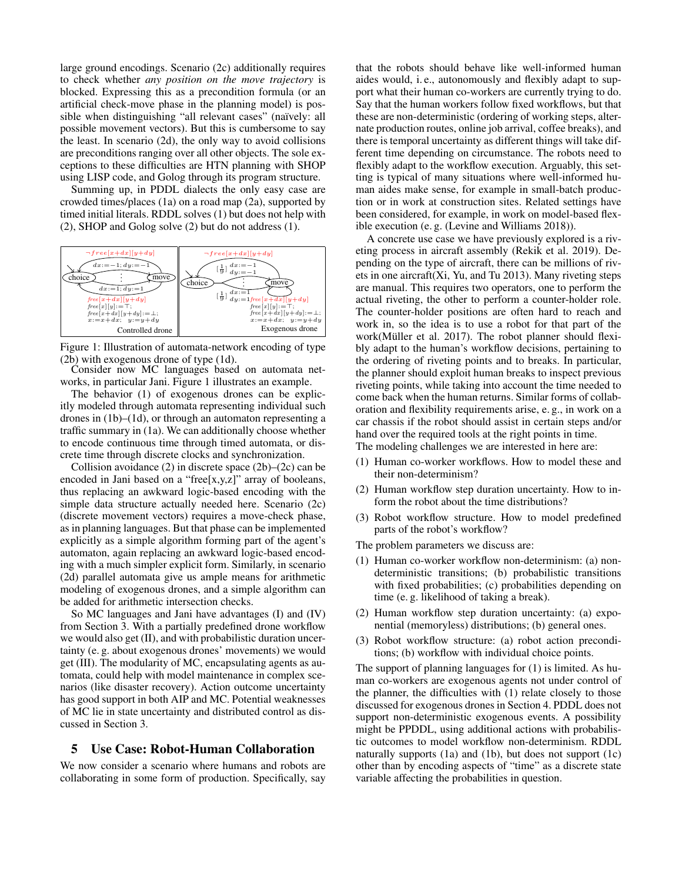large ground encodings. Scenario (2c) additionally requires to check whether *any position on the move trajectory* is blocked. Expressing this as a precondition formula (or an artificial check-move phase in the planning model) is possible when distinguishing "all relevant cases" (naïvely: all possible movement vectors). But this is cumbersome to say the least. In scenario (2d), the only way to avoid collisions are preconditions ranging over all other objects. The sole exceptions to these difficulties are HTN planning with SHOP using LISP code, and Golog through its program structure.

Summing up, in PDDL dialects the only easy case are crowded times/places (1a) on a road map (2a), supported by timed initial literals. RDDL solves (1) but does not help with (2), SHOP and Golog solve (2) but do not address (1).

Figure 1: Illustration of automata-network encoding of type (2b) with exogenous drone of type (1d).

Consider now MC languages based on automata networks, in particular Jani. Figure 1 illustrates an example.

The behavior (1) of exogenous drones can be explicitly modeled through automata representing individual such drones in (1b)–(1d), or through an automaton representing a traffic summary in (1a). We can additionally choose whether to encode continuous time through timed automata, or discrete time through discrete clocks and synchronization.

Collision avoidance (2) in discrete space (2b)–(2c) can be encoded in Jani based on a "free[x,y,z]" array of booleans, thus replacing an awkward logic-based encoding with the simple data structure actually needed here. Scenario (2c) (discrete movement vectors) requires a move-check phase, as in planning languages. But that phase can be implemented explicitly as a simple algorithm forming part of the agent's automaton, again replacing an awkward logic-based encoding with a much simpler explicit form. Similarly, in scenario (2d) parallel automata give us ample means for arithmetic modeling of exogenous drones, and a simple algorithm can be added for arithmetic intersection checks.

So MC languages and Jani have advantages (I) and (IV) from Section 3. With a partially predefined drone workflow we would also get (II), and with probabilistic duration uncertainty (e. g. about exogenous drones' movements) we would get (III). The modularity of MC, encapsulating agents as automata, could help with model maintenance in complex scenarios (like disaster recovery). Action outcome uncertainty has good support in both AIP and MC. Potential weaknesses of MC lie in state uncertainty and distributed control as discussed in Section 3.

## 5 Use Case: Robot-Human Collaboration

We now consider a scenario where humans and robots are collaborating in some form of production. Specifically, say that the robots should behave like well-informed human aides would, i. e., autonomously and flexibly adapt to support what their human co-workers are currently trying to do. Say that the human workers follow fixed workflows, but that these are non-deterministic (ordering of working steps, alternate production routes, online job arrival, coffee breaks), and there is temporal uncertainty as different things will take different time depending on circumstance. The robots need to flexibly adapt to the workflow execution. Arguably, this setting is typical of many situations where well-informed human aides make sense, for example in small-batch production or in work at construction sites. Related settings have been considered, for example, in work on model-based flexible execution (e. g. (Levine and Williams 2018)).

A concrete use case we have previously explored is a riveting process in aircraft assembly (Rekik et al. 2019). Depending on the type of aircraft, there can be millions of rivets in one aircraft(Xi, Yu, and Tu 2013). Many riveting steps are manual. This requires two operators, one to perform the actual riveting, the other to perform a counter-holder role. The counter-holder positions are often hard to reach and work in, so the idea is to use a robot for that part of the work(Müller et al. 2017). The robot planner should flexibly adapt to the human's workflow decisions, pertaining to the ordering of riveting points and to breaks. In particular, the planner should exploit human breaks to inspect previous riveting points, while taking into account the time needed to come back when the human returns. Similar forms of collaboration and flexibility requirements arise, e. g., in work on a car chassis if the robot should assist in certain steps and/or hand over the required tools at the right points in time.

The modeling challenges we are interested in here are:

(1) Human co-worker workflows. How to model these and their non-determinism?

(2) Human workflow step duration uncertainty. How to inform the robot about the time distributions?

(3) Robot workflow structure. How to model predefined parts of the robot's workflow?

The problem parameters we discuss are:

(1) Human co-worker workflow non-determinism: (a) non-deterministic transitions; (b) probabilistic transitions with fixed probabilities; (c) probabilities depending on time (e. g. likelihood of taking a break).

(2) Human workflow step duration uncertainty: (a) exponential (memoryless) distributions; (b) general ones.

(3) Robot workflow structure: (a) robot action preconditions; (b) workflow with individual choice points.

The support of planning languages for (1) is limited. As human co-workers are exogenous agents not under control of the planner, the difficulties with (1) relate closely to those discussed for exogenous drones in Section 4. PDDL does not support non-deterministic exogenous events. A possibility might be PPDDL, using additional actions with probabilistic outcomes to model workflow non-determinism. RDDL naturally supports (1a) and (1b), but does not support (1c) other than by encoding aspects of "time" as a discrete state variable affecting the probabilities in question.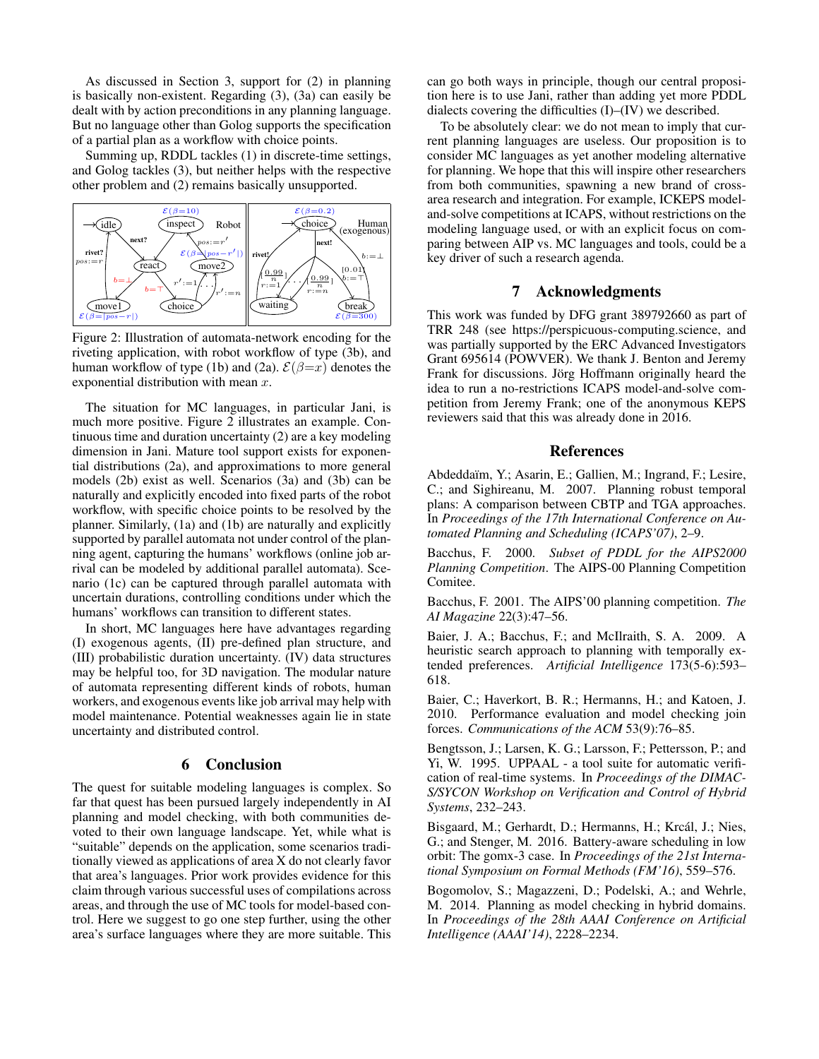As discussed in Section 3, support for (2) in planning is basically non-existent. Regarding (3), (3a) can easily be dealt with by action preconditions in any planning language. But no language other than Golog supports the specification of a partial plan as a workflow with choice points.

Summing up, RDDL tackles (1) in discrete-time settings, and Golog tackles (3), but neither helps with the respective other problem and (2) remains basically unsupported.

Figure 2: Illustration of automata-network encoding for the riveting application, with robot workflow of type (3b), and human workflow of type (1b) and (2a). $\mathcal{E}(\beta{=}x)$ denotes the exponential distribution with mean $x$.

The situation for MC languages, in particular Jani, is much more positive. Figure 2 illustrates an example. Continuous time and duration uncertainty (2) are a key modeling dimension in Jani. Mature tool support exists for exponential distributions (2a), and approximations to more general models (2b) exist as well. Scenarios (3a) and (3b) can be naturally and explicitly encoded into fixed parts of the robot workflow, with specific choice points to be resolved by the planner. Similarly, (1a) and (1b) are naturally and explicitly supported by parallel automata not under control of the planning agent, capturing the humans' workflows (online job arrival can be modeled by additional parallel automata). Scenario (1c) can be captured through parallel automata with uncertain durations, controlling conditions under which the humans' workflows can transition to different states.

In short, MC languages here have advantages regarding (I) exogenous agents, (II) pre-defined plan structure, and (III) probabilistic duration uncertainty. (IV) data structures may be helpful too, for 3D navigation. The modular nature of automata representing different kinds of robots, human workers, and exogenous events like job arrival may help with model maintenance. Potential weaknesses again lie in state uncertainty and distributed control.

## 6 Conclusion

The quest for suitable modeling languages is complex. So far that quest has been pursued largely independently in AI planning and model checking, with both communities devoted to their own language landscape. Yet, while what is "suitable" depends on the application, some scenarios traditionally viewed as applications of area X do not clearly favor that area's languages. Prior work provides evidence for this claim through various successful uses of compilations across areas, and through the use of MC tools for model-based control. Here we suggest to go one step further, using the other area's surface languages where they are more suitable. This can go both ways in principle, though our central proposition here is to use Jani, rather than adding yet more PDDL dialects covering the difficulties (I)–(IV) we described.

To be absolutely clear: we do not mean to imply that current planning languages are useless. Our proposition is to consider MC languages as yet another modeling alternative for planning. We hope that this will inspire other researchers from both communities, spawning a new brand of cross-area research and integration. For example, ICKEPS model-and-solve competitions at ICAPS, without restrictions on the modeling language used, or with an explicit focus on comparing between AIP vs. MC languages and tools, could be a key driver of such a research agenda.

## 7 Acknowledgments

This work was funded by DFG grant 389792660 as part of TRR 248 (see https://perspicuous-computing.science, and was partially supported by the ERC Advanced Investigators Grant 695614 (POWVER). We thank J. Benton and Jeremy Frank for discussions. Jörg Hoffmann originally heard the idea to run a no-restrictions ICAPS model-and-solve competition from Jeremy Frank; one of the anonymous KEPS reviewers said that this was already done in 2016.

## References

Abdeddaïm, Y.; Asarin, E.; Gallien, M.; Ingrand, F.; Lesire, C.; and Sighireanu, M. 2007. Planning robust temporal plans: A comparison between CBTP and TGA approaches. In *Proceedings of the 17th International Conference on Automated Planning and Scheduling (ICAPS'07)*, 2–9.

Bacchus, F. 2000. *Subset of PDDL for the AIPS2000 Planning Competition*. The AIPS-00 Planning Competition Comitee.

Bacchus, F. 2001. The AIPS'00 planning competition. *The AI Magazine* 22(3):47–56.

Baier, J. A.; Bacchus, F.; and McIlraith, S. A. 2009. A heuristic search approach to planning with temporally extended preferences. *Artificial Intelligence* 173(5-6):593–618.

Baier, C.; Haverkort, B. R.; Hermanns, H.; and Katoen, J. 2010. Performance evaluation and model checking join forces. *Communications of the ACM* 53(9):76–85.

Bengtsson, J.; Larsen, K. G.; Larsson, F.; Pettersson, P.; and Yi, W. 1995. UPPAAL - a tool suite for automatic verification of real-time systems. In *Proceedings of the DIMACS/SYCON Workshop on Verification and Control of Hybrid Systems*, 232–243.

Bisgaard, M.; Gerhardt, D.; Hermanns, H.; Krcál, J.; Nies, G.; and Stenger, M. 2016. Battery-aware scheduling in low orbit: The gomx-3 case. In *Proceedings of the 21st International Symposium on Formal Methods (FM'16)*, 559–576.

Bogomolov, S.; Magazzeni, D.; Podelski, A.; and Wehrle, M. 2014. Planning as model checking in hybrid domains. In *Proceedings of the 28th AAAI Conference on Artificial Intelligence (AAAI'14)*, 2228–2234.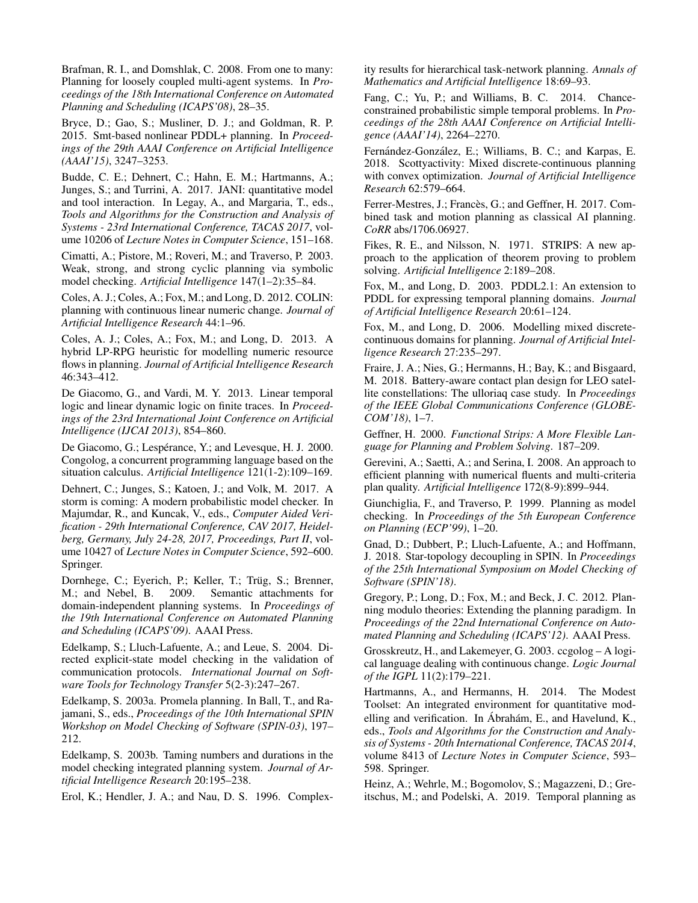Brafman, R. I., and Domshlak, C. 2008. From one to many: Planning for loosely coupled multi-agent systems. In *Proceedings of the 18th International Conference on Automated Planning and Scheduling (ICAPS'08)*, 28–35.

Bryce, D.; Gao, S.; Musliner, D. J.; and Goldman, R. P. 2015. Smt-based nonlinear PDDL+ planning. In *Proceedings of the 29th AAAI Conference on Artificial Intelligence (AAAI'15)*, 3247–3253.

Budde, C. E.; Dehnert, C.; Hahn, E. M.; Hartmanns, A.; Junges, S.; and Turrini, A. 2017. JANI: quantitative model and tool interaction. In Legay, A., and Margaria, T., eds., *Tools and Algorithms for the Construction and Analysis of Systems - 23rd International Conference, TACAS 2017*, volume 10206 of *Lecture Notes in Computer Science*, 151–168.

Cimatti, A.; Pistore, M.; Roveri, M.; and Traverso, P. 2003. Weak, strong, and strong cyclic planning via symbolic model checking. *Artificial Intelligence* 147(1–2):35–84.

Coles, A. J.; Coles, A.; Fox, M.; and Long, D. 2012. COLIN: planning with continuous linear numeric change. *Journal of Artificial Intelligence Research* 44:1–96.

Coles, A. J.; Coles, A.; Fox, M.; and Long, D. 2013. A hybrid LP-RPG heuristic for modelling numeric resource flows in planning. *Journal of Artificial Intelligence Research* 46:343–412.

De Giacomo, G., and Vardi, M. Y. 2013. Linear temporal logic and linear dynamic logic on finite traces. In *Proceedings of the 23rd International Joint Conference on Artificial Intelligence (IJCAI 2013)*, 854–860.

De Giacomo, G.; Lespérance, Y.; and Levesque, H. J. 2000. Congolog, a concurrent programming language based on the situation calculus. *Artificial Intelligence* 121(1-2):109–169.

Dehnert, C.; Junges, S.; Katoen, J.; and Volk, M. 2017. A storm is coming: A modern probabilistic model checker. In Majumdar, R., and Kuncak, V., eds., *Computer Aided Verification - 29th International Conference, CAV 2017, Heidelberg, Germany, July 24-28, 2017, Proceedings, Part II*, volume 10427 of *Lecture Notes in Computer Science*, 592–600. Springer.

Dornhege, C.; Eyerich, P.; Keller, T.; Trüg, S.; Brenner, M.; and Nebel, B. 2009. Semantic attachments for domain-independent planning systems. In *Proceedings of the 19th International Conference on Automated Planning and Scheduling (ICAPS'09)*. AAAI Press.

Edelkamp, S.; Lluch-Lafuente, A.; and Leue, S. 2004. Directed explicit-state model checking in the validation of communication protocols. *International Journal on Software Tools for Technology Transfer* 5(2-3):247–267.

Edelkamp, S. 2003a. Promela planning. In Ball, T., and Rajamani, S., eds., *Proceedings of the 10th International SPIN Workshop on Model Checking of Software (SPIN-03)*, 197–212.

Edelkamp, S. 2003b. Taming numbers and durations in the model checking integrated planning system. *Journal of Artificial Intelligence Research* 20:195–238.

Erol, K.; Hendler, J. A.; and Nau, D. S. 1996. Complexity results for hierarchical task-network planning. *Annals of Mathematics and Artificial Intelligence* 18:69–93.

Fang, C.; Yu, P.; and Williams, B. C. 2014. Chance-constrained probabilistic simple temporal problems. In *Proceedings of the 28th AAAI Conference on Artificial Intelligence (AAAI'14)*, 2264–2270.

Fernández-González, E.; Williams, B. C.; and Karpas, E. 2018. Scottyactivity: Mixed discrete-continuous planning with convex optimization. *Journal of Artificial Intelligence Research* 62:579–664.

Ferrer-Mestres, J.; Francès, G.; and Geffner, H. 2017. Combined task and motion planning as classical AI planning. *CoRR* abs/1706.06927.

Fikes, R. E., and Nilsson, N. 1971. STRIPS: A new approach to the application of theorem proving to problem solving. *Artificial Intelligence* 2:189–208.

Fox, M., and Long, D. 2003. PDDL2.1: An extension to PDDL for expressing temporal planning domains. *Journal of Artificial Intelligence Research* 20:61–124.

Fox, M., and Long, D. 2006. Modelling mixed discrete-continuous domains for planning. *Journal of Artificial Intelligence Research* 27:235–297.

Fraire, J. A.; Nies, G.; Hermanns, H.; Bay, K.; and Bisgaard, M. 2018. Battery-aware contact plan design for LEO satellite constellations: The ulloriaq case study. In *Proceedings of the IEEE Global Communications Conference (GLOBECOM'18)*, 1–7.

Geffner, H. 2000. *Functional Strips: A More Flexible Language for Planning and Problem Solving*. 187–209.

Gerevini, A.; Saetti, A.; and Serina, I. 2008. An approach to efficient planning with numerical fluents and multi-criteria plan quality. *Artificial Intelligence* 172(8-9):899–944.

Giunchiglia, F., and Traverso, P. 1999. Planning as model checking. In *Proceedings of the 5th European Conference on Planning (ECP'99)*, 1–20.

Gnad, D.; Dubbert, P.; Lluch-Lafuente, A.; and Hoffmann, J. 2018. Star-topology decoupling in SPIN. In *Proceedings of the 25th International Symposium on Model Checking of Software (SPIN'18)*.

Gregory, P.; Long, D.; Fox, M.; and Beck, J. C. 2012. Planning modulo theories: Extending the planning paradigm. In *Proceedings of the 22nd International Conference on Automated Planning and Scheduling (ICAPS'12)*. AAAI Press.

Grosskreutz, H., and Lakemeyer, G. 2003. ccgolog – A logical language dealing with continuous change. *Logic Journal of the IGPL* 11(2):179–221.

Hartmanns, A., and Hermanns, H. 2014. The Modest Toolset: An integrated environment for quantitative modelling and verification. In Ábrahám, E., and Havelund, K., eds., *Tools and Algorithms for the Construction and Analysis of Systems - 20th International Conference, TACAS 2014*, volume 8413 of *Lecture Notes in Computer Science*, 593–598. Springer.

Heinz, A.; Wehrle, M.; Bogomolov, S.; Magazzeni, D.; Greitschus, M.; and Podelski, A. 2019. Temporal planning as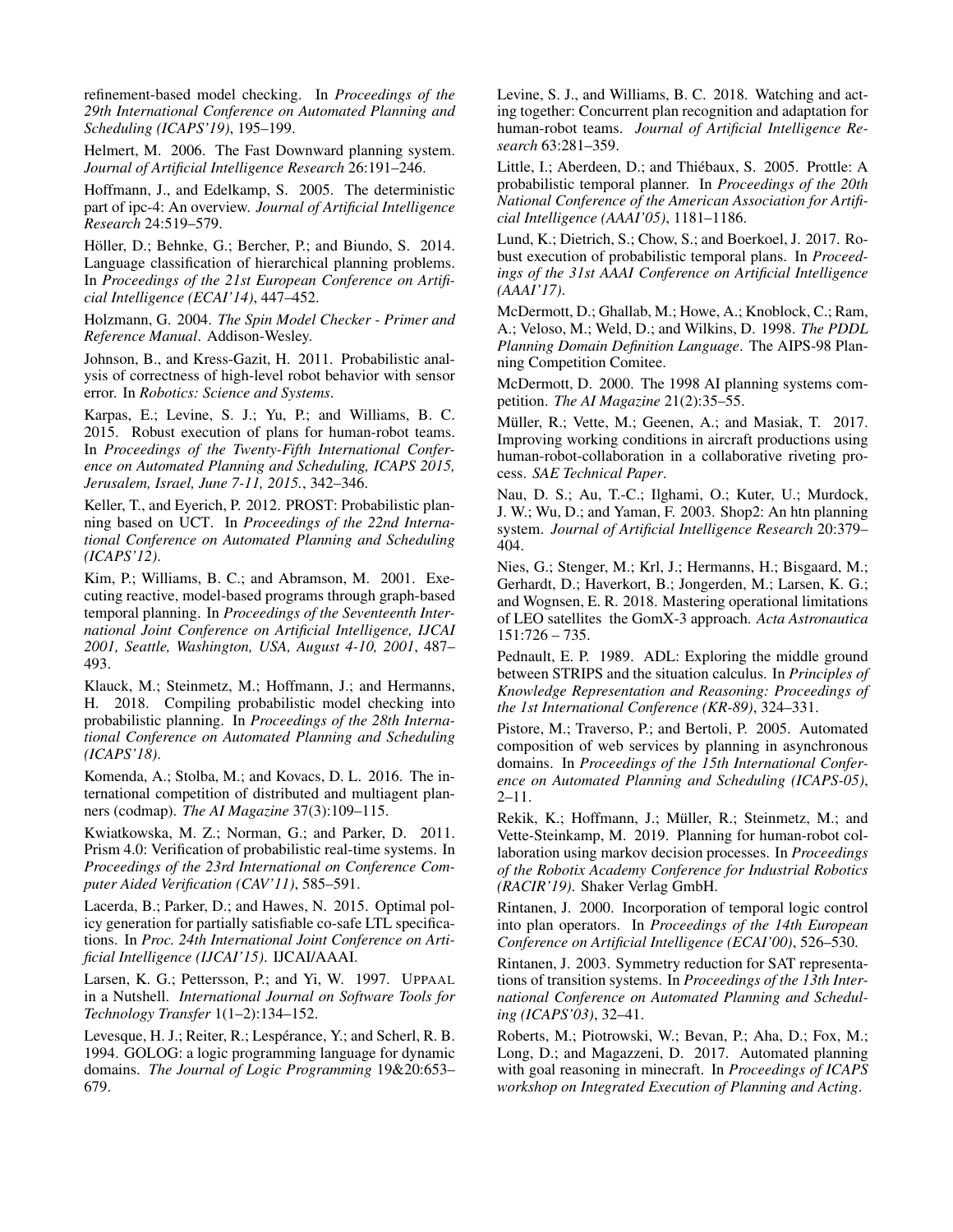refinement-based model checking. In *Proceedings of the 29th International Conference on Automated Planning and Scheduling (ICAPS'19)*, 195–199.

Helmert, M. 2006. The Fast Downward planning system. *Journal of Artificial Intelligence Research* 26:191–246.

Hoffmann, J., and Edelkamp, S. 2005. The deterministic part of ipc-4: An overview. *Journal of Artificial Intelligence Research* 24:519–579.

Höller, D.; Behnke, G.; Bercher, P.; and Biundo, S. 2014. Language classification of hierarchical planning problems. In *Proceedings of the 21st European Conference on Artificial Intelligence (ECAI'14)*, 447–452.

Holzmann, G. 2004. *The Spin Model Checker - Primer and Reference Manual*. Addison-Wesley.

Johnson, B., and Kress-Gazit, H. 2011. Probabilistic analysis of correctness of high-level robot behavior with sensor error. In *Robotics: Science and Systems*.

Karpas, E.; Levine, S. J.; Yu, P.; and Williams, B. C. 2015. Robust execution of plans for human-robot teams. In *Proceedings of the Twenty-Fifth International Conference on Automated Planning and Scheduling, ICAPS 2015, Jerusalem, Israel, June 7-11, 2015.*, 342–346.

Keller, T., and Eyerich, P. 2012. PROST: Probabilistic planning based on UCT. In *Proceedings of the 22nd International Conference on Automated Planning and Scheduling (ICAPS'12)*.

Kim, P.; Williams, B. C.; and Abramson, M. 2001. Executing reactive, model-based programs through graph-based temporal planning. In *Proceedings of the Seventeenth International Joint Conference on Artificial Intelligence, IJCAI 2001, Seattle, Washington, USA, August 4-10, 2001*, 487–493.

Klauck, M.; Steinmetz, M.; Hoffmann, J.; and Hermanns, H. 2018. Compiling probabilistic model checking into probabilistic planning. In *Proceedings of the 28th International Conference on Automated Planning and Scheduling (ICAPS'18)*.

Komenda, A.; Stolba, M.; and Kovacs, D. L. 2016. The international competition of distributed and multiagent planners (codmap). *The AI Magazine* 37(3):109–115.

Kwiatkowska, M. Z.; Norman, G.; and Parker, D. 2011. Prism 4.0: Verification of probabilistic real-time systems. In *Proceedings of the 23rd International on Conference Computer Aided Verification (CAV'11)*, 585–591.

Lacerda, B.; Parker, D.; and Hawes, N. 2015. Optimal policy generation for partially satisfiable co-safe LTL specifications. In *Proc. 24th International Joint Conference on Artificial Intelligence (IJCAI'15)*. IJCAI/AAAI.

Larsen, K. G.; Pettersson, P.; and Yi, W. 1997. UPPAAL in a Nutshell. *International Journal on Software Tools for Technology Transfer* 1(1–2):134–152.

Levesque, H. J.; Reiter, R.; Lespérance, Y.; and Scherl, R. B. 1994. GOLOG: a logic programming language for dynamic domains. *The Journal of Logic Programming* 19&20:653–679.

Levine, S. J., and Williams, B. C. 2018. Watching and acting together: Concurrent plan recognition and adaptation for human-robot teams. *Journal of Artificial Intelligence Research* 63:281–359.

Little, I.; Aberdeen, D.; and Thiébaux, S. 2005. Prottle: A probabilistic temporal planner. In *Proceedings of the 20th National Conference of the American Association for Artificial Intelligence (AAAI'05)*, 1181–1186.

Lund, K.; Dietrich, S.; Chow, S.; and Boerkoel, J. 2017. Robust execution of probabilistic temporal plans. In *Proceedings of the 31st AAAI Conference on Artificial Intelligence (AAAI'17)*.

McDermott, D.; Ghallab, M.; Howe, A.; Knoblock, C.; Ram, A.; Veloso, M.; Weld, D.; and Wilkins, D. 1998. *The PDDL Planning Domain Definition Language*. The AIPS-98 Planning Competition Comitee.

McDermott, D. 2000. The 1998 AI planning systems competition. *The AI Magazine* 21(2):35–55.

Müller, R.; Vette, M.; Geenen, A.; and Masiak, T. 2017. Improving working conditions in aircraft productions using human-robot-collaboration in a collaborative riveting process. *SAE Technical Paper*.

Nau, D. S.; Au, T.-C.; Ilghami, O.; Kuter, U.; Murdock, J. W.; Wu, D.; and Yaman, F. 2003. Shop2: An htn planning system. *Journal of Artificial Intelligence Research* 20:379–404.

Nies, G.; Stenger, M.; Krl, J.; Hermanns, H.; Bisgaard, M.; Gerhardt, D.; Haverkort, B.; Jongerden, M.; Larsen, K. G.; and Wognsen, E. R. 2018. Mastering operational limitations of LEO satellites the GomX-3 approach. *Acta Astronautica* 151:726 – 735.

Pednault, E. P. 1989. ADL: Exploring the middle ground between STRIPS and the situation calculus. In *Principles of Knowledge Representation and Reasoning: Proceedings of the 1st International Conference (KR-89)*, 324–331.

Pistore, M.; Traverso, P.; and Bertoli, P. 2005. Automated composition of web services by planning in asynchronous domains. In *Proceedings of the 15th International Conference on Automated Planning and Scheduling (ICAPS-05)*, 2–11.

Rekik, K.; Hoffmann, J.; Müller, R.; Steinmetz, M.; and Vette-Steinkamp, M. 2019. Planning for human-robot collaboration using markov decision processes. In *Proceedings of the Robotix Academy Conference for Industrial Robotics (RACIR'19)*. Shaker Verlag GmbH.

Rintanen, J. 2000. Incorporation of temporal logic control into plan operators. In *Proceedings of the 14th European Conference on Artificial Intelligence (ECAI'00)*, 526–530.

Rintanen, J. 2003. Symmetry reduction for SAT representations of transition systems. In *Proceedings of the 13th International Conference on Automated Planning and Scheduling (ICAPS'03)*, 32–41.

Roberts, M.; Piotrowski, W.; Bevan, P.; Aha, D.; Fox, M.; Long, D.; and Magazzeni, D. 2017. Automated planning with goal reasoning in minecraft. In *Proceedings of ICAPS workshop on Integrated Execution of Planning and Acting*.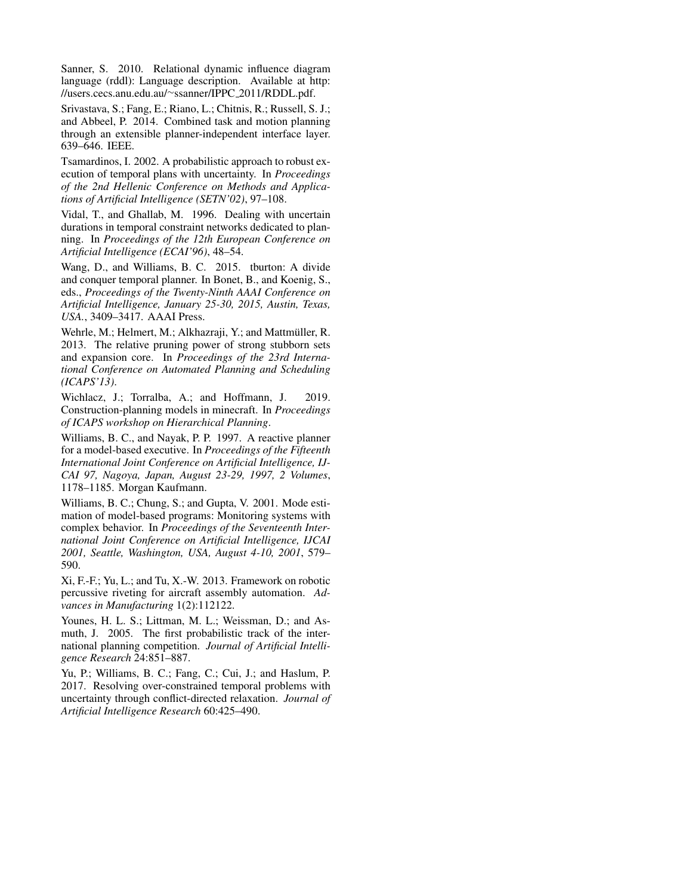Sanner, S. 2010. Relational dynamic influence diagram language (rddl): Language description. Available at http://users.cecs.anu.edu.au/~ssanner/IPPC_2011/RDDL.pdf.

Srivastava, S.; Fang, E.; Riano, L.; Chitnis, R.; Russell, S. J.; and Abbeel, P. 2014. Combined task and motion planning through an extensible planner-independent interface layer. 639–646. IEEE.

Tsamardinos, I. 2002. A probabilistic approach to robust execution of temporal plans with uncertainty. In *Proceedings of the 2nd Hellenic Conference on Methods and Applications of Artificial Intelligence (SETN'02)*, 97–108.

Vidal, T., and Ghallab, M. 1996. Dealing with uncertain durations in temporal constraint networks dedicated to planning. In *Proceedings of the 12th European Conference on Artificial Intelligence (ECAI'96)*, 48–54.

Wang, D., and Williams, B. C. 2015. tburton: A divide and conquer temporal planner. In Bonet, B., and Koenig, S., eds., *Proceedings of the Twenty-Ninth AAAI Conference on Artificial Intelligence, January 25-30, 2015, Austin, Texas, USA.*, 3409–3417. AAAI Press.

Wehrle, M.; Helmert, M.; Alkhazraji, Y.; and Mattmüller, R. 2013. The relative pruning power of strong stubborn sets and expansion core. In *Proceedings of the 23rd International Conference on Automated Planning and Scheduling (ICAPS'13)*.

Wichlacz, J.; Torralba, A.; and Hoffmann, J. 2019. Construction-planning models in minecraft. In *Proceedings of ICAPS workshop on Hierarchical Planning*.

Williams, B. C., and Nayak, P. P. 1997. A reactive planner for a model-based executive. In *Proceedings of the Fifteenth International Joint Conference on Artificial Intelligence, IJCAI 97, Nagoya, Japan, August 23-29, 1997, 2 Volumes*, 1178–1185. Morgan Kaufmann.

Williams, B. C.; Chung, S.; and Gupta, V. 2001. Mode estimation of model-based programs: Monitoring systems with complex behavior. In *Proceedings of the Seventeenth International Joint Conference on Artificial Intelligence, IJCAI 2001, Seattle, Washington, USA, August 4-10, 2001*, 579–590.

Xi, F.-F.; Yu, L.; and Tu, X.-W. 2013. Framework on robotic percussive riveting for aircraft assembly automation. *Advances in Manufacturing* 1(2):112122.

Younes, H. L. S.; Littman, M. L.; Weissman, D.; and Asmuth, J. 2005. The first probabilistic track of the international planning competition. *Journal of Artificial Intelligence Research* 24:851–887.

Yu, P.; Williams, B. C.; Fang, C.; Cui, J.; and Haslum, P. 2017. Resolving over-constrained temporal problems with uncertainty through conflict-directed relaxation. *Journal of Artificial Intelligence Research* 60:425–490.